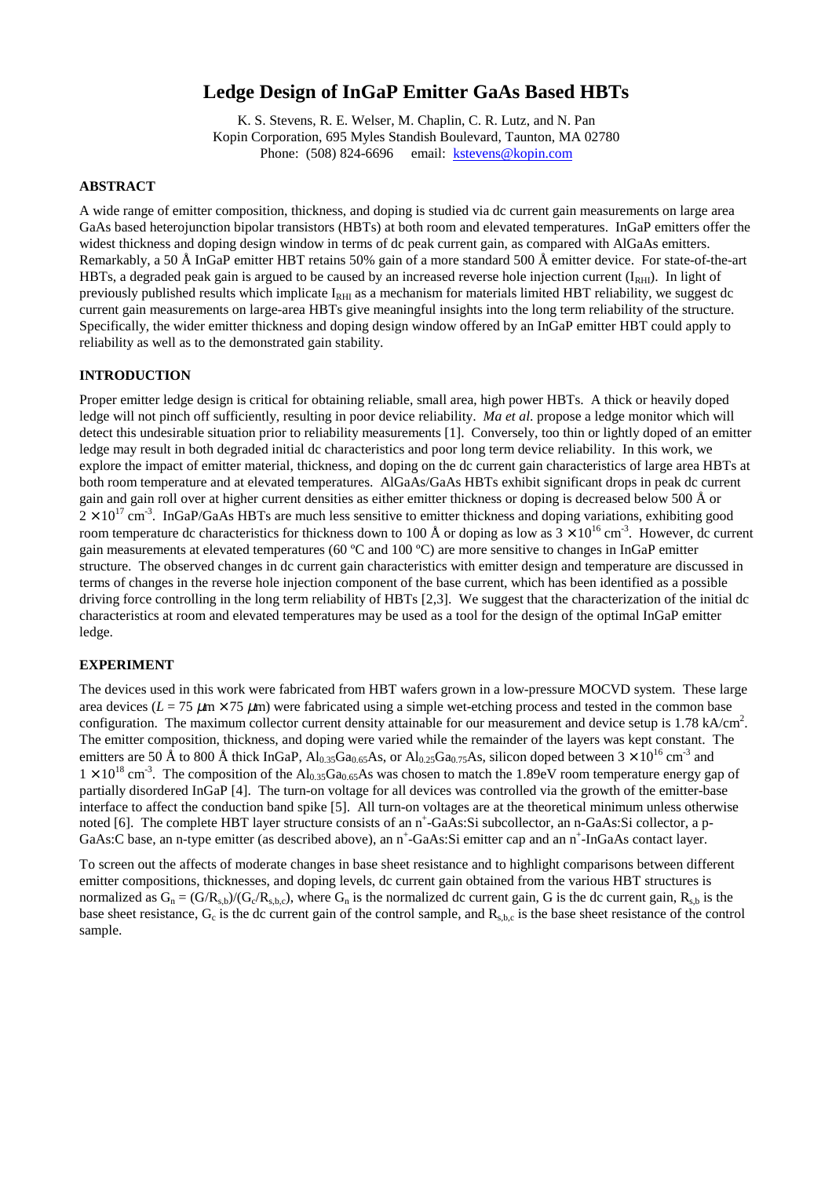# Ledge Design of InGaP Emitter GaAs Based HBTs

K. S. Stevens, R. E. Welser, M. Chaplin, C. R. Lutz, and N. Pan
Kopin Corporation, 695 Myles Standish Boulevard, Taunton, MA 02780
Phone: (508) 824-6696 email: kstevens@kopin.com

## ABSTRACT

A wide range of emitter composition, thickness, and doping is studied via dc current gain measurements on large area GaAs based heterojunction bipolar transistors (HBTs) at both room and elevated temperatures. InGaP emitters offer the widest thickness and doping design window in terms of dc peak current gain, as compared with AlGaAs emitters. Remarkably, a 50 Å InGaP emitter HBT retains 50% gain of a more standard 500 Å emitter device. For state-of-the-art HBTs, a degraded peak gain is argued to be caused by an increased reverse hole injection current ($I_{RHI}$). In light of previously published results which implicate $I_{RHI}$ as a mechanism for materials limited HBT reliability, we suggest dc current gain measurements on large-area HBTs give meaningful insights into the long term reliability of the structure. Specifically, the wider emitter thickness and doping design window offered by an InGaP emitter HBT could apply to reliability as well as to the demonstrated gain stability.

## INTRODUCTION

Proper emitter ledge design is critical for obtaining reliable, small area, high power HBTs. A thick or heavily doped ledge will not pinch off sufficiently, resulting in poor device reliability. *Ma et al.* propose a ledge monitor which will detect this undesirable situation prior to reliability measurements [1]. Conversely, too thin or lightly doped of an emitter ledge may result in both degraded initial dc characteristics and poor long term device reliability. In this work, we explore the impact of emitter material, thickness, and doping on the dc current gain characteristics of large area HBTs at both room temperature and at elevated temperatures. AlGaAs/GaAs HBTs exhibit significant drops in peak dc current gain and gain roll over at higher current densities as either emitter thickness or doping is decreased below 500 Å or $2 \times 10^{17}$ cm$^{-3}$. InGaP/GaAs HBTs are much less sensitive to emitter thickness and doping variations, exhibiting good room temperature dc characteristics for thickness down to 100 Å or doping as low as $3 \times 10^{16}$ cm$^{-3}$. However, dc current gain measurements at elevated temperatures (60 ºC and 100 ºC) are more sensitive to changes in InGaP emitter structure. The observed changes in dc current gain characteristics with emitter design and temperature are discussed in terms of changes in the reverse hole injection component of the base current, which has been identified as a possible driving force controlling in the long term reliability of HBTs [2,3]. We suggest that the characterization of the initial dc characteristics at room and elevated temperatures may be used as a tool for the design of the optimal InGaP emitter ledge.

## EXPERIMENT

The devices used in this work were fabricated from HBT wafers grown in a low-pressure MOCVD system. These large area devices ($L$ = 75 $\mu$m × 75 $\mu$m) were fabricated using a simple wet-etching process and tested in the common base configuration. The maximum collector current density attainable for our measurement and device setup is 1.78 kA/cm$^2$. The emitter composition, thickness, and doping were varied while the remainder of the layers was kept constant. The emitters are 50 Å to 800 Å thick InGaP, $Al_{0.35}Ga_{0.65}As$, or $Al_{0.25}Ga_{0.75}As$, silicon doped between $3 \times 10^{16}$ cm$^{-3}$ and $1 \times 10^{18}$ cm$^{-3}$. The composition of the $Al_{0.35}Ga_{0.65}As$ was chosen to match the 1.89eV room temperature energy gap of partially disordered InGaP [4]. The turn-on voltage for all devices was controlled via the growth of the emitter-base interface to affect the conduction band spike [5]. All turn-on voltages are at the theoretical minimum unless otherwise noted [6]. The complete HBT layer structure consists of an n$^+$-GaAs:Si subcollector, an n-GaAs:Si collector, a p-GaAs:C base, an n-type emitter (as described above), an n$^+$-GaAs:Si emitter cap and an n$^+$-InGaAs contact layer.

To screen out the affects of moderate changes in base sheet resistance and to highlight comparisons between different emitter compositions, thicknesses, and doping levels, dc current gain obtained from the various HBT structures is normalized as $G_n = (G/R_{s,b})/(G_c/R_{s,b,c})$, where $G_n$ is the normalized dc current gain, G is the dc current gain, $R_{s,b}$ is the base sheet resistance, $G_c$ is the dc current gain of the control sample, and $R_{s,b,c}$ is the base sheet resistance of the control sample.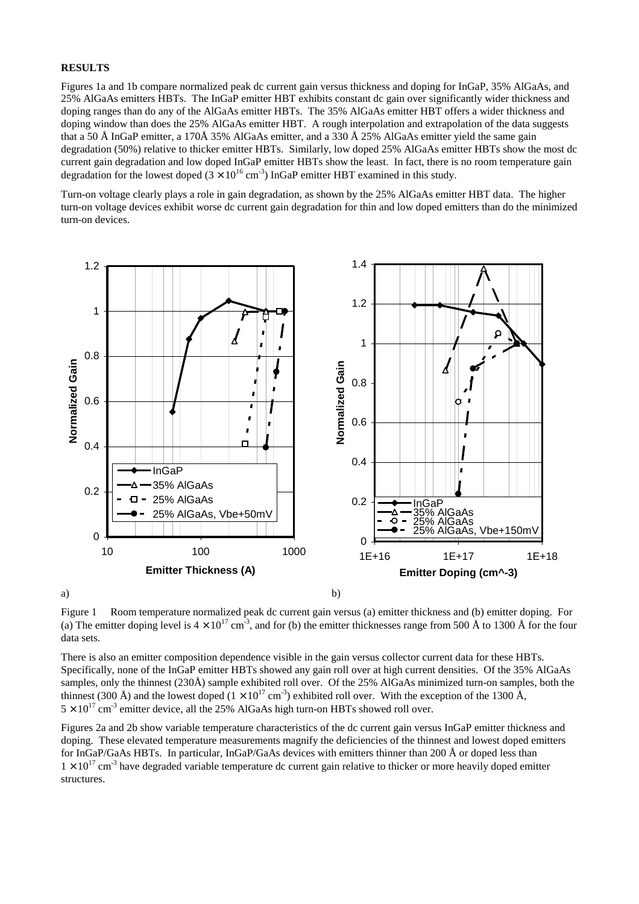**RESULTS**

Figures 1a and 1b compare normalized peak dc current gain versus thickness and doping for InGaP, 35% AlGaAs, and 25% AlGaAs emitters HBTs. The InGaP emitter HBT exhibits constant dc gain over significantly wider thickness and doping ranges than do any of the AlGaAs emitter HBTs. The 35% AlGaAs emitter HBT offers a wider thickness and doping window than does the 25% AlGaAs emitter HBT. A rough interpolation and extrapolation of the data suggests that a 50 Å InGaP emitter, a 170Å 35% AlGaAs emitter, and a 330 Å 25% AlGaAs emitter yield the same gain degradation (50%) relative to thicker emitter HBTs. Similarly, low doped 25% AlGaAs emitter HBTs show the most dc current gain degradation and low doped InGaP emitter HBTs show the least. In fact, there is no room temperature gain degradation for the lowest doped ($3 \times 10^{16}$ cm$^{-3}$) InGaP emitter HBT examined in this study.

Turn-on voltage clearly plays a role in gain degradation, as shown by the 25% AlGaAs emitter HBT data. The higher turn-on voltage devices exhibit worse dc current gain degradation for thin and low doped emitters than do the minimized turn-on devices.

a) b)

Figure 1 Room temperature normalized peak dc current gain versus (a) emitter thickness and (b) emitter doping. For (a) The emitter doping level is $4 \times 10^{17}$ cm$^{-3}$, and for (b) the emitter thicknesses range from 500 Å to 1300 Å for the four data sets.

There is also an emitter composition dependence visible in the gain versus collector current data for these HBTs. Specifically, none of the InGaP emitter HBTs showed any gain roll over at high current densities. Of the 35% AlGaAs samples, only the thinnest (230Å) sample exhibited roll over. Of the 25% AlGaAs minimized turn-on samples, both the thinnest (300 Å) and the lowest doped ($1 \times 10^{17}$ cm$^{-3}$) exhibited roll over. With the exception of the 1300 Å, $5 \times 10^{17}$ cm$^{-3}$ emitter device, all the 25% AlGaAs high turn-on HBTs showed roll over.

Figures 2a and 2b show variable temperature characteristics of the dc current gain versus InGaP emitter thickness and doping. These elevated temperature measurements magnify the deficiencies of the thinnest and lowest doped emitters for InGaP/GaAs HBTs. In particular, InGaP/GaAs devices with emitters thinner than 200 Å or doped less than $1 \times 10^{17}$ cm$^{-3}$ have degraded variable temperature dc current gain relative to thicker or more heavily doped emitter structures.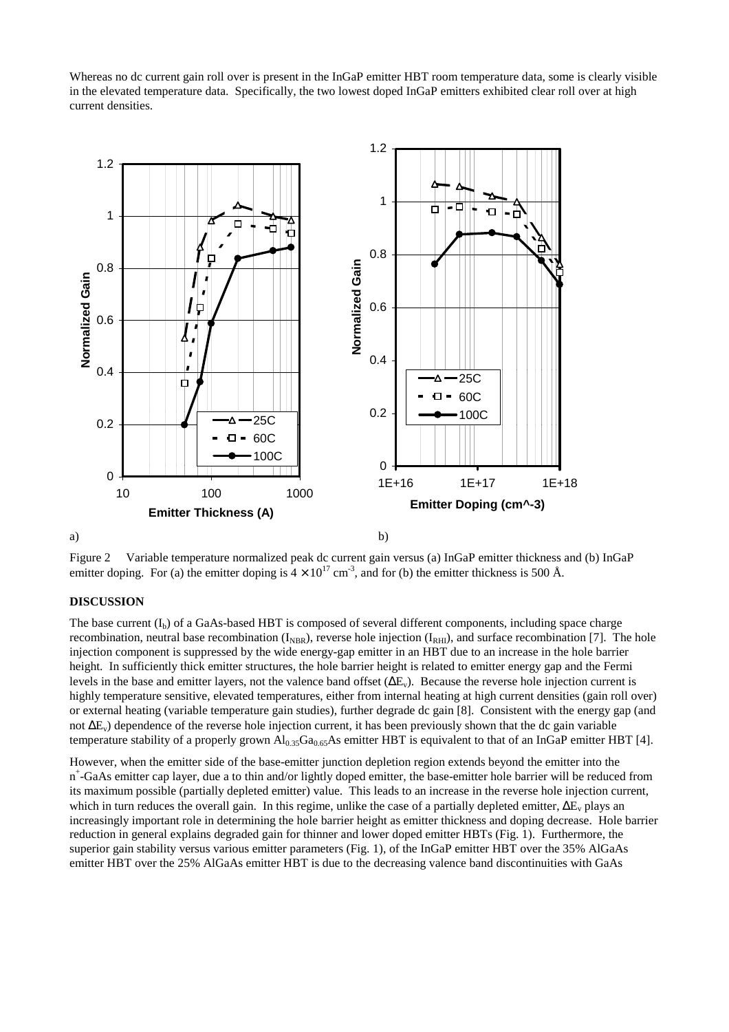Whereas no dc current gain roll over is present in the InGaP emitter HBT room temperature data, some is clearly visible in the elevated temperature data. Specifically, the two lowest doped InGaP emitters exhibited clear roll over at high current densities.

Figure 2 Variable temperature normalized peak dc current gain versus (a) InGaP emitter thickness and (b) InGaP emitter doping. For (a) the emitter doping is $4 \times 10^{17}$ cm$^{-3}$, and for (b) the emitter thickness is 500 Å.

## DISCUSSION

The base current ($I_b$) of a GaAs-based HBT is composed of several different components, including space charge recombination, neutral base recombination ($I_{NBR}$), reverse hole injection ($I_{RHI}$), and surface recombination [7]. The hole injection component is suppressed by the wide energy-gap emitter in an HBT due to an increase in the hole barrier height. In sufficiently thick emitter structures, the hole barrier height is related to emitter energy gap and the Fermi levels in the base and emitter layers, not the valence band offset ($\Delta E_v$). Because the reverse hole injection current is highly temperature sensitive, elevated temperatures, either from internal heating at high current densities (gain roll over) or external heating (variable temperature gain studies), further degrade dc gain [8]. Consistent with the energy gap (and not $\Delta E_v$) dependence of the reverse hole injection current, it has been previously shown that the dc gain variable temperature stability of a properly grown $Al_{0.35}Ga_{0.65}As$ emitter HBT is equivalent to that of an InGaP emitter HBT [4].

However, when the emitter side of the base-emitter junction depletion region extends beyond the emitter into the n$^+$-GaAs emitter cap layer, due a to thin and/or lightly doped emitter, the base-emitter hole barrier will be reduced from its maximum possible (partially depleted emitter) value. This leads to an increase in the reverse hole injection current, which in turn reduces the overall gain. In this regime, unlike the case of a partially depleted emitter, $\Delta E_v$ plays an increasingly important role in determining the hole barrier height as emitter thickness and doping decrease. Hole barrier reduction in general explains degraded gain for thinner and lower doped emitter HBTs (Fig. 1). Furthermore, the superior gain stability versus various emitter parameters (Fig. 1), of the InGaP emitter HBT over the 35% AlGaAs emitter HBT over the 25% AlGaAs emitter HBT is due to the decreasing valence band discontinuities with GaAs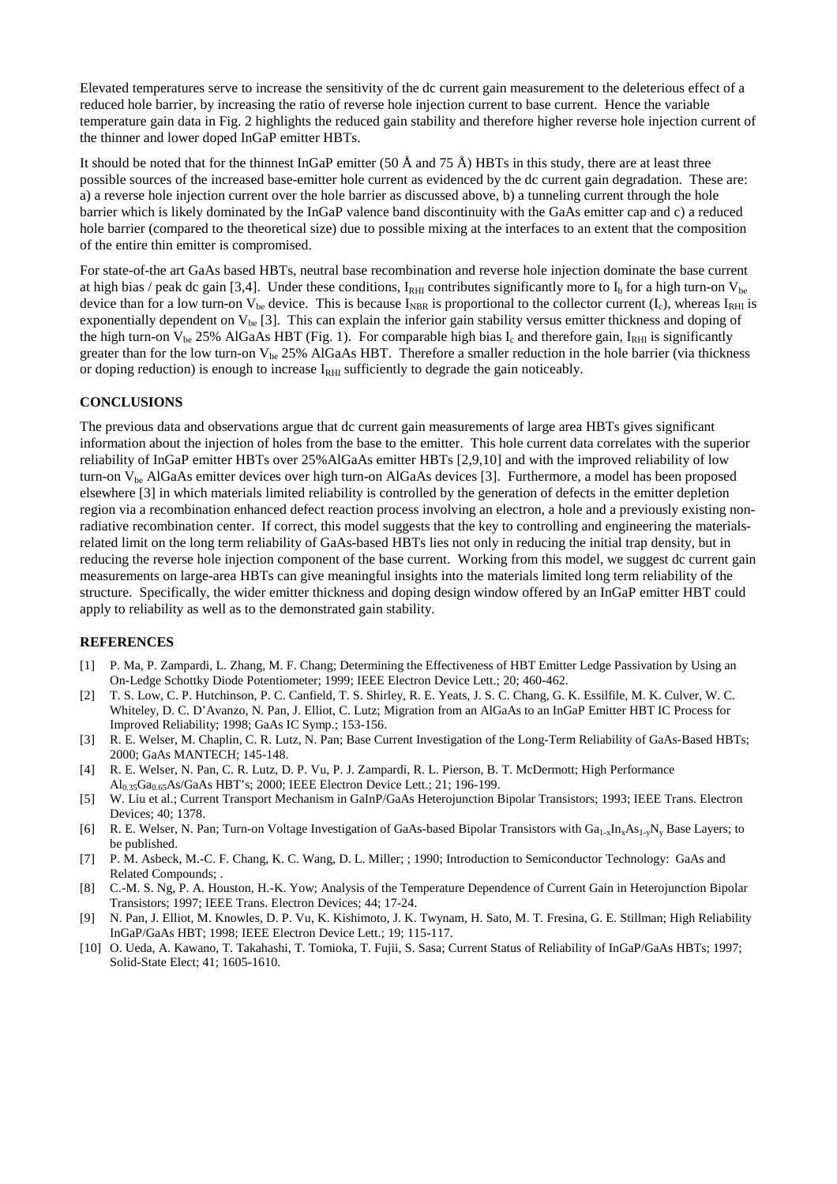Elevated temperatures serve to increase the sensitivity of the dc current gain measurement to the deleterious effect of a reduced hole barrier, by increasing the ratio of reverse hole injection current to base current. Hence the variable temperature gain data in Fig. 2 highlights the reduced gain stability and therefore higher reverse hole injection current of the thinner and lower doped InGaP emitter HBTs.

It should be noted that for the thinnest InGaP emitter (50 Å and 75 Å) HBTs in this study, there are at least three possible sources of the increased base-emitter hole current as evidenced by the dc current gain degradation. These are: a) a reverse hole injection current over the hole barrier as discussed above, b) a tunneling current through the hole barrier which is likely dominated by the InGaP valence band discontinuity with the GaAs emitter cap and c) a reduced hole barrier (compared to the theoretical size) due to possible mixing at the interfaces to an extent that the composition of the entire thin emitter is compromised.

For state-of-the art GaAs based HBTs, neutral base recombination and reverse hole injection dominate the base current at high bias / peak dc gain [3,4]. Under these conditions, $I_{RHI}$ contributes significantly more to $I_b$ for a high turn-on $V_{be}$ device than for a low turn-on $V_{be}$ device. This is because $I_{NBR}$ is proportional to the collector current ($I_c$), whereas $I_{RHI}$ is exponentially dependent on $V_{be}$ [3]. This can explain the inferior gain stability versus emitter thickness and doping of the high turn-on $V_{be}$ 25% AlGaAs HBT (Fig. 1). For comparable high bias $I_c$ and therefore gain, $I_{RHI}$ is significantly greater than for the low turn-on $V_{be}$ 25% AlGaAs HBT. Therefore a smaller reduction in the hole barrier (via thickness or doping reduction) is enough to increase $I_{RHI}$ sufficiently to degrade the gain noticeably.

## CONCLUSIONS

The previous data and observations argue that dc current gain measurements of large area HBTs gives significant information about the injection of holes from the base to the emitter. This hole current data correlates with the superior reliability of InGaP emitter HBTs over 25%AlGaAs emitter HBTs [2,9,10] and with the improved reliability of low turn-on $V_{be}$ AlGaAs emitter devices over high turn-on AlGaAs devices [3]. Furthermore, a model has been proposed elsewhere [3] in which materials limited reliability is controlled by the generation of defects in the emitter depletion region via a recombination enhanced defect reaction process involving an electron, a hole and a previously existing non-radiative recombination center. If correct, this model suggests that the key to controlling and engineering the materials-related limit on the long term reliability of GaAs-based HBTs lies not only in reducing the initial trap density, but in reducing the reverse hole injection component of the base current. Working from this model, we suggest dc current gain measurements on large-area HBTs can give meaningful insights into the materials limited long term reliability of the structure. Specifically, the wider emitter thickness and doping design window offered by an InGaP emitter HBT could apply to reliability as well as to the demonstrated gain stability.

## REFERENCES

[1] P. Ma, P. Zampardi, L. Zhang, M. F. Chang; Determining the Effectiveness of HBT Emitter Ledge Passivation by Using an On-Ledge Schottky Diode Potentiometer; 1999; IEEE Electron Device Lett.; 20; 460-462.

[2] T. S. Low, C. P. Hutchinson, P. C. Canfield, T. S. Shirley, R. E. Yeats, J. S. C. Chang, G. K. Essilfile, M. K. Culver, W. C. Whiteley, D. C. D'Avanzo, N. Pan, J. Elliot, C. Lutz; Migration from an AlGaAs to an InGaP Emitter HBT IC Process for Improved Reliability; 1998; GaAs IC Symp.; 153-156.

[3] R. E. Welser, M. Chaplin, C. R. Lutz, N. Pan; Base Current Investigation of the Long-Term Reliability of GaAs-Based HBTs; 2000; GaAs MANTECH; 145-148.

[4] R. E. Welser, N. Pan, C. R. Lutz, D. P. Vu, P. J. Zampardi, R. L. Pierson, B. T. McDermott; High Performance $Al_{0.35}Ga_{0.65}As$/GaAs HBT's; 2000; IEEE Electron Device Lett.; 21; 196-199.

[5] W. Liu et al.; Current Transport Mechanism in GaInP/GaAs Heterojunction Bipolar Transistors; 1993; IEEE Trans. Electron Devices; 40; 1378.

[6] R. E. Welser, N. Pan; Turn-on Voltage Investigation of GaAs-based Bipolar Transistors with $Ga_{1-x}In_xAs_{1-y}N_y$ Base Layers; to be published.

[7] P. M. Asbeck, M.-C. F. Chang, K. C. Wang, D. L. Miller; ; 1990; Introduction to Semiconductor Technology: GaAs and Related Compounds; .

[8] C.-M. S. Ng, P. A. Houston, H.-K. Yow; Analysis of the Temperature Dependence of Current Gain in Heterojunction Bipolar Transistors; 1997; IEEE Trans. Electron Devices; 44; 17-24.

[9] N. Pan, J. Elliot, M. Knowles, D. P. Vu, K. Kishimoto, J. K. Twynam, H. Sato, M. T. Fresina, G. E. Stillman; High Reliability InGaP/GaAs HBT; 1998; IEEE Electron Device Lett.; 19; 115-117.

[10] O. Ueda, A. Kawano, T. Takahashi, T. Tomioka, T. Fujii, S. Sasa; Current Status of Reliability of InGaP/GaAs HBTs; 1997; Solid-State Elect; 41; 1605-1610.